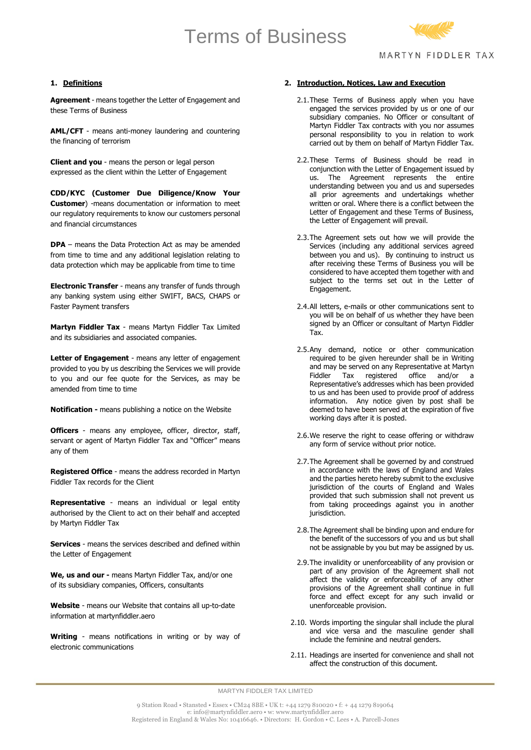# Terms of Business

MARTYN FIDDLER TAX

## 1. Definitions

**Agreement** - means together the Letter of Engagement and these Terms of Business

**AML/CFT** - means anti-money laundering and countering the financing of terrorism

**Client and you** - means the person or legal person expressed as the client within the Letter of Engagement

**CDD/KYC (Customer Due Diligence/Know Your Customer**) -means documentation or information to meet our regulatory requirements to know our customers personal and financial circumstances

**DPA** – means the Data Protection Act as may be amended from time to time and any additional legislation relating to data protection which may be applicable from time to time

**Electronic Transfer** - means any transfer of funds through any banking system using either SWIFT, BACS, CHAPS or Faster Payment transfers

**Martyn Fiddler Tax** - means Martyn Fiddler Tax Limited and its subsidiaries and associated companies.

**Letter of Engagement** - means any letter of engagement provided to you by us describing the Services we will provide to you and our fee quote for the Services, as may be amended from time to time

**Notification -** means publishing a notice on the Website

**Officers** - means any employee, officer, director, staff, servant or agent of Martyn Fiddler Tax and "Officer" means any of them

**Registered Office** - means the address recorded in Martyn Fiddler Tax records for the Client

**Representative** - means an individual or legal entity authorised by the Client to act on their behalf and accepted by Martyn Fiddler Tax

**Services** - means the services described and defined within the Letter of Engagement

**We, us and our -** means Martyn Fiddler Tax, and/or one of its subsidiary companies, Officers, consultants

**Website** - means our Website that contains all up-to-date information at martynfiddler.aero

**Writing** - means notifications in writing or by way of electronic communications

## 2. Introduction, Notices, Law and Execution

2.1. These Terms of Business apply when you have engaged the services provided by us or one of our subsidiary companies. No Officer or consultant of Martyn Fiddler Tax contracts with you nor assumes personal responsibility to you in relation to work carried out by them on behalf of Martyn Fiddler Tax.

2.2. These Terms of Business should be read in conjunction with the Letter of Engagement issued by us. The Agreement represents the entire understanding between you and us and supersedes all prior agreements and undertakings whether written or oral. Where there is a conflict between the Letter of Engagement and these Terms of Business, the Letter of Engagement will prevail.

2.3. The Agreement sets out how we will provide the Services (including any additional services agreed between you and us). By continuing to instruct us after receiving these Terms of Business you will be considered to have accepted them together with and subject to the terms set out in the Letter of Engagement.

2.4. All letters, e-mails or other communications sent to you will be on behalf of us whether they have been signed by an Officer or consultant of Martyn Fiddler Tax.

2.5. Any demand, notice or other communication required to be given hereunder shall be in Writing and may be served on any Representative at Martyn Fiddler Tax registered office and/or a Representative's addresses which has been provided to us and has been used to provide proof of address information. Any notice given by post shall be deemed to have been served at the expiration of five working days after it is posted.

2.6. We reserve the right to cease offering or withdraw any form of service without prior notice.

2.7. The Agreement shall be governed by and construed in accordance with the laws of England and Wales and the parties hereto hereby submit to the exclusive jurisdiction of the courts of England and Wales provided that such submission shall not prevent us from taking proceedings against you in another jurisdiction.

2.8. The Agreement shall be binding upon and endure for the benefit of the successors of you and us but shall not be assignable by you but may be assigned by us.

2.9. The invalidity or unenforceability of any provision or part of any provision of the Agreement shall not affect the validity or enforceability of any other provisions of the Agreement shall continue in full force and effect except for any such invalid or unenforceable provision.

2.10. Words importing the singular shall include the plural and vice versa and the masculine gender shall include the feminine and neutral genders.

2.11. Headings are inserted for convenience and shall not affect the construction of this document.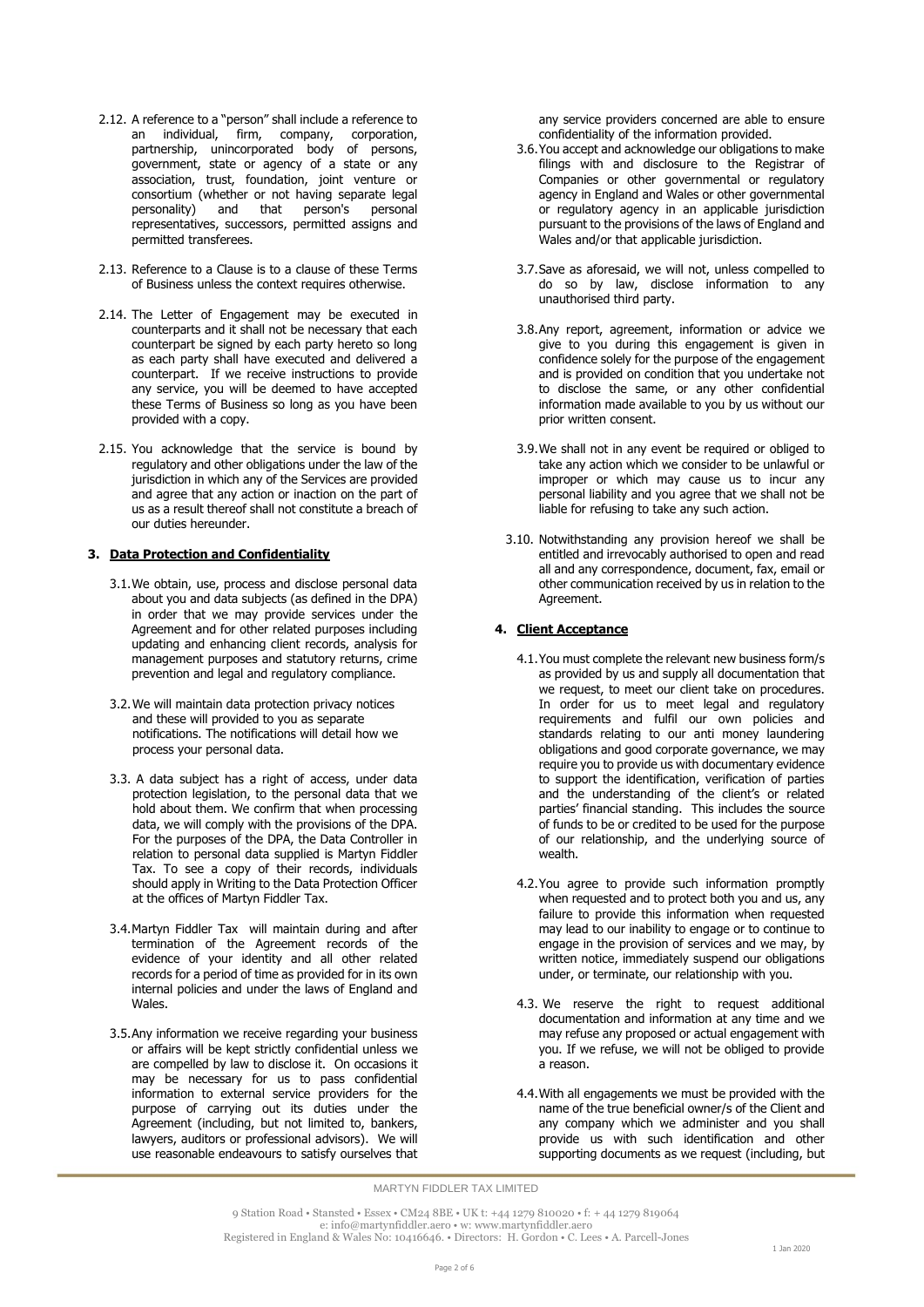2.12. A reference to a "person" shall include a reference to an individual, firm, company, corporation, partnership, unincorporated body of persons, government, state or agency of a state or any association, trust, foundation, joint venture or consortium (whether or not having separate legal personality) and that person's personal representatives, successors, permitted assigns and permitted transferees.

2.13. Reference to a Clause is to a clause of these Terms of Business unless the context requires otherwise.

2.14. The Letter of Engagement may be executed in counterparts and it shall not be necessary that each counterpart be signed by each party hereto so long as each party shall have executed and delivered a counterpart. If we receive instructions to provide any service, you will be deemed to have accepted these Terms of Business so long as you have been provided with a copy.

2.15. You acknowledge that the service is bound by regulatory and other obligations under the law of the jurisdiction in which any of the Services are provided and agree that any action or inaction on the part of us as a result thereof shall not constitute a breach of our duties hereunder.

## 3. Data Protection and Confidentiality

3.1. We obtain, use, process and disclose personal data about you and data subjects (as defined in the DPA) in order that we may provide services under the Agreement and for other related purposes including updating and enhancing client records, analysis for management purposes and statutory returns, crime prevention and legal and regulatory compliance.

3.2. We will maintain data protection privacy notices and these will provided to you as separate notifications. The notifications will detail how we process your personal data.

3.3. A data subject has a right of access, under data protection legislation, to the personal data that we hold about them. We confirm that when processing data, we will comply with the provisions of the DPA. For the purposes of the DPA, the Data Controller in relation to personal data supplied is Martyn Fiddler Tax. To see a copy of their records, individuals should apply in Writing to the Data Protection Officer at the offices of Martyn Fiddler Tax.

3.4. Martyn Fiddler Tax will maintain during and after termination of the Agreement records of the evidence of your identity and all other related records for a period of time as provided for in its own internal policies and under the laws of England and Wales.

3.5. Any information we receive regarding your business or affairs will be kept strictly confidential unless we are compelled by law to disclose it. On occasions it may be necessary for us to pass confidential information to external service providers for the purpose of carrying out its duties under the Agreement (including, but not limited to, bankers, lawyers, auditors or professional advisors). We will use reasonable endeavours to satisfy ourselves that any service providers concerned are able to ensure confidentiality of the information provided.

3.6. You accept and acknowledge our obligations to make filings with and disclosure to the Registrar of Companies or other governmental or regulatory agency in England and Wales or other governmental or regulatory agency in an applicable jurisdiction pursuant to the provisions of the laws of England and Wales and/or that applicable jurisdiction.

3.7. Save as aforesaid, we will not, unless compelled to do so by law, disclose information to any unauthorised third party.

3.8. Any report, agreement, information or advice we give to you during this engagement is given in confidence solely for the purpose of the engagement and is provided on condition that you undertake not to disclose the same, or any other confidential information made available to you by us without our prior written consent.

3.9. We shall not in any event be required or obliged to take any action which we consider to be unlawful or improper or which may cause us to incur any personal liability and you agree that we shall not be liable for refusing to take any such action.

3.10. Notwithstanding any provision hereof we shall be entitled and irrevocably authorised to open and read all and any correspondence, document, fax, email or other communication received by us in relation to the Agreement.

## 4. Client Acceptance

4.1. You must complete the relevant new business form/s as provided by us and supply all documentation that we request, to meet our client take on procedures. In order for us to meet legal and regulatory requirements and fulfil our own policies and standards relating to our anti money laundering obligations and good corporate governance, we may require you to provide us with documentary evidence to support the identification, verification of parties and the understanding of the client's or related parties' financial standing. This includes the source of funds to be or credited to be used for the purpose of our relationship, and the underlying source of wealth.

4.2. You agree to provide such information promptly when requested and to protect both you and us, any failure to provide this information when requested may lead to our inability to engage or to continue to engage in the provision of services and we may, by written notice, immediately suspend our obligations under, or terminate, our relationship with you.

4.3. We reserve the right to request additional documentation and information at any time and we may refuse any proposed or actual engagement with you. If we refuse, we will not be obliged to provide a reason.

4.4. With all engagements we must be provided with the name of the true beneficial owner/s of the Client and any company which we administer and you shall provide us with such identification and other supporting documents as we request (including, but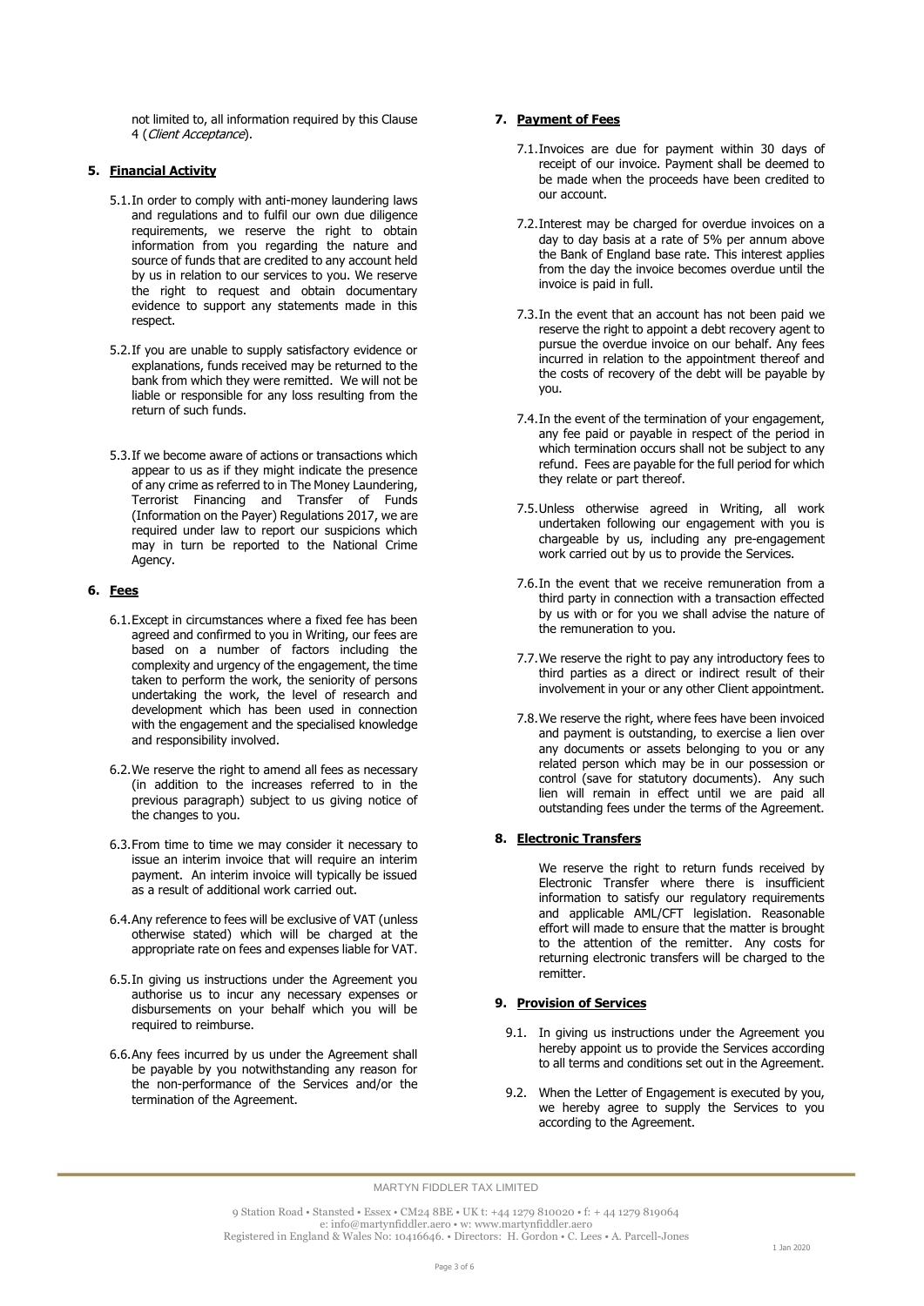not limited to, all information required by this Clause 4 (*Client Acceptance*).

## 5. Financial Activity

5.1. In order to comply with anti-money laundering laws and regulations and to fulfil our own due diligence requirements, we reserve the right to obtain information from you regarding the nature and source of funds that are credited to any account held by us in relation to our services to you. We reserve the right to request and obtain documentary evidence to support any statements made in this respect.

5.2. If you are unable to supply satisfactory evidence or explanations, funds received may be returned to the bank from which they were remitted. We will not be liable or responsible for any loss resulting from the return of such funds.

5.3. If we become aware of actions or transactions which appear to us as if they might indicate the presence of any crime as referred to in The Money Laundering, Terrorist Financing and Transfer of Funds (Information on the Payer) Regulations 2017, we are required under law to report our suspicions which may in turn be reported to the National Crime Agency.

## 6. Fees

6.1. Except in circumstances where a fixed fee has been agreed and confirmed to you in Writing, our fees are based on a number of factors including the complexity and urgency of the engagement, the time taken to perform the work, the seniority of persons undertaking the work, the level of research and development which has been used in connection with the engagement and the specialised knowledge and responsibility involved.

6.2. We reserve the right to amend all fees as necessary (in addition to the increases referred to in the previous paragraph) subject to us giving notice of the changes to you.

6.3. From time to time we may consider it necessary to issue an interim invoice that will require an interim payment. An interim invoice will typically be issued as a result of additional work carried out.

6.4. Any reference to fees will be exclusive of VAT (unless otherwise stated) which will be charged at the appropriate rate on fees and expenses liable for VAT.

6.5. In giving us instructions under the Agreement you authorise us to incur any necessary expenses or disbursements on your behalf which you will be required to reimburse.

6.6. Any fees incurred by us under the Agreement shall be payable by you notwithstanding any reason for the non-performance of the Services and/or the termination of the Agreement.

## 7. Payment of Fees

7.1. Invoices are due for payment within 30 days of receipt of our invoice. Payment shall be deemed to be made when the proceeds have been credited to our account.

7.2. Interest may be charged for overdue invoices on a day to day basis at a rate of 5% per annum above the Bank of England base rate. This interest applies from the day the invoice becomes overdue until the invoice is paid in full.

7.3. In the event that an account has not been paid we reserve the right to appoint a debt recovery agent to pursue the overdue invoice on our behalf. Any fees incurred in relation to the appointment thereof and the costs of recovery of the debt will be payable by you.

7.4. In the event of the termination of your engagement, any fee paid or payable in respect of the period in which termination occurs shall not be subject to any refund. Fees are payable for the full period for which they relate or part thereof.

7.5. Unless otherwise agreed in Writing, all work undertaken following our engagement with you is chargeable by us, including any pre-engagement work carried out by us to provide the Services.

7.6. In the event that we receive remuneration from a third party in connection with a transaction effected by us with or for you we shall advise the nature of the remuneration to you.

7.7. We reserve the right to pay any introductory fees to third parties as a direct or indirect result of their involvement in your or any other Client appointment.

7.8. We reserve the right, where fees have been invoiced and payment is outstanding, to exercise a lien over any documents or assets belonging to you or any related person which may be in our possession or control (save for statutory documents). Any such lien will remain in effect until we are paid all outstanding fees under the terms of the Agreement.

## 8. Electronic Transfers

We reserve the right to return funds received by Electronic Transfer where there is insufficient information to satisfy our regulatory requirements and applicable AML/CFT legislation. Reasonable effort will made to ensure that the matter is brought to the attention of the remitter. Any costs for returning electronic transfers will be charged to the remitter.

## 9. Provision of Services

9.1. In giving us instructions under the Agreement you hereby appoint us to provide the Services according to all terms and conditions set out in the Agreement.

9.2. When the Letter of Engagement is executed by you, we hereby agree to supply the Services to you according to the Agreement.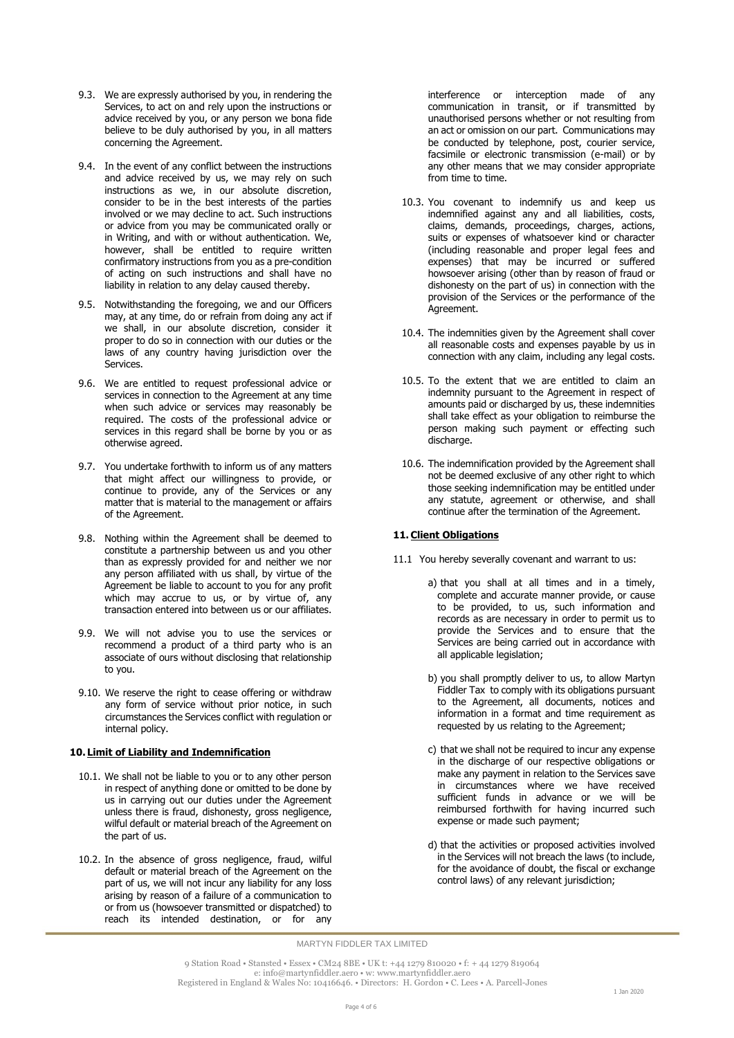9.3. We are expressly authorised by you, in rendering the Services, to act on and rely upon the instructions or advice received by you, or any person we bona fide believe to be duly authorised by you, in all matters concerning the Agreement.

9.4. In the event of any conflict between the instructions and advice received by us, we may rely on such instructions as we, in our absolute discretion, consider to be in the best interests of the parties involved or we may decline to act. Such instructions or advice from you may be communicated orally or in Writing, and with or without authentication. We, however, shall be entitled to require written confirmatory instructions from you as a pre-condition of acting on such instructions and shall have no liability in relation to any delay caused thereby.

9.5. Notwithstanding the foregoing, we and our Officers may, at any time, do or refrain from doing any act if we shall, in our absolute discretion, consider it proper to do so in connection with our duties or the laws of any country having jurisdiction over the Services.

9.6. We are entitled to request professional advice or services in connection to the Agreement at any time when such advice or services may reasonably be required. The costs of the professional advice or services in this regard shall be borne by you or as otherwise agreed.

9.7. You undertake forthwith to inform us of any matters that might affect our willingness to provide, or continue to provide, any of the Services or any matter that is material to the management or affairs of the Agreement.

9.8. Nothing within the Agreement shall be deemed to constitute a partnership between us and you other than as expressly provided for and neither we nor any person affiliated with us shall, by virtue of the Agreement be liable to account to you for any profit which may accrue to us, or by virtue of, any transaction entered into between us or our affiliates.

9.9. We will not advise you to use the services or recommend a product of a third party who is an associate of ours without disclosing that relationship to you.

9.10. We reserve the right to cease offering or withdraw any form of service without prior notice, in such circumstances the Services conflict with regulation or internal policy.

## 10. Limit of Liability and Indemnification

10.1. We shall not be liable to you or to any other person in respect of anything done or omitted to be done by us in carrying out our duties under the Agreement unless there is fraud, dishonesty, gross negligence, wilful default or material breach of the Agreement on the part of us.

10.2. In the absence of gross negligence, fraud, wilful default or material breach of the Agreement on the part of us, we will not incur any liability for any loss arising by reason of a failure of a communication to or from us (howsoever transmitted or dispatched) to reach its intended destination, or for any interference or interception made of any communication in transit, or if transmitted by unauthorised persons whether or not resulting from an act or omission on our part. Communications may be conducted by telephone, post, courier service, facsimile or electronic transmission (e-mail) or by any other means that we may consider appropriate from time to time.

10.3. You covenant to indemnify us and keep us indemnified against any and all liabilities, costs, claims, demands, proceedings, charges, actions, suits or expenses of whatsoever kind or character (including reasonable and proper legal fees and expenses) that may be incurred or suffered howsoever arising (other than by reason of fraud or dishonesty on the part of us) in connection with the provision of the Services or the performance of the Agreement.

10.4. The indemnities given by the Agreement shall cover all reasonable costs and expenses payable by us in connection with any claim, including any legal costs.

10.5. To the extent that we are entitled to claim an indemnity pursuant to the Agreement in respect of amounts paid or discharged by us, these indemnities shall take effect as your obligation to reimburse the person making such payment or effecting such discharge.

10.6. The indemnification provided by the Agreement shall not be deemed exclusive of any other right to which those seeking indemnification may be entitled under any statute, agreement or otherwise, and shall continue after the termination of the Agreement.

## 11. Client Obligations

11.1 You hereby severally covenant and warrant to us:

a) that you shall at all times and in a timely, complete and accurate manner provide, or cause to be provided, to us, such information and records as are necessary in order to permit us to provide the Services and to ensure that the Services are being carried out in accordance with all applicable legislation;

b) you shall promptly deliver to us, to allow Martyn Fiddler Tax to comply with its obligations pursuant to the Agreement, all documents, notices and information in a format and time requirement as requested by us relating to the Agreement;

c) that we shall not be required to incur any expense in the discharge of our respective obligations or make any payment in relation to the Services save in circumstances where we have received sufficient funds in advance or we will be reimbursed forthwith for having incurred such expense or made such payment;

d) that the activities or proposed activities involved in the Services will not breach the laws (to include, for the avoidance of doubt, the fiscal or exchange control laws) of any relevant jurisdiction;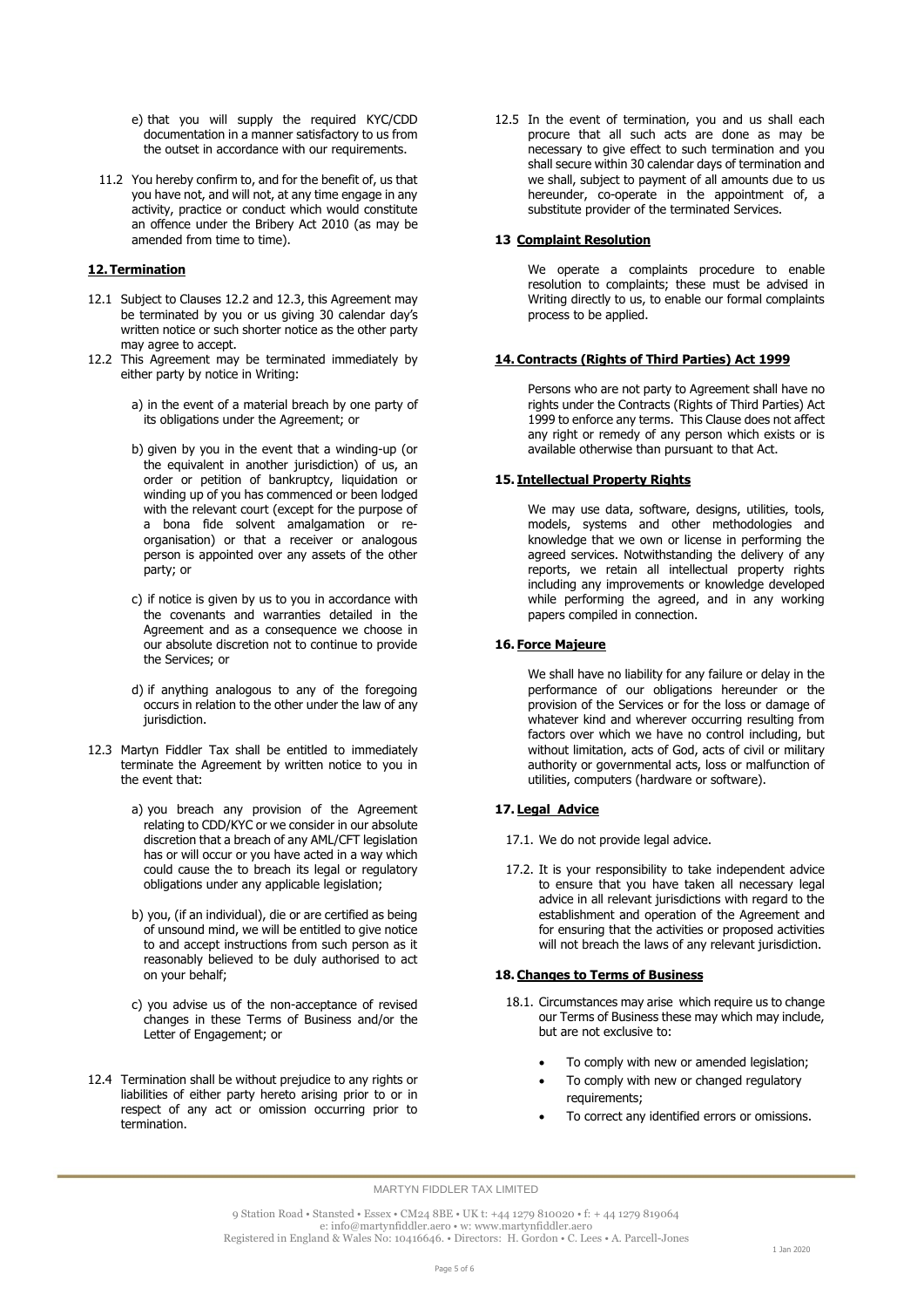e) that you will supply the required KYC/CDD documentation in a manner satisfactory to us from the outset in accordance with our requirements.

11.2 You hereby confirm to, and for the benefit of, us that you have not, and will not, at any time engage in any activity, practice or conduct which would constitute an offence under the Bribery Act 2010 (as may be amended from time to time).

## 12. Termination

12.1 Subject to Clauses 12.2 and 12.3, this Agreement may be terminated by you or us giving 30 calendar day's written notice or such shorter notice as the other party may agree to accept.

12.2 This Agreement may be terminated immediately by either party by notice in Writing:

a) in the event of a material breach by one party of its obligations under the Agreement; or

b) given by you in the event that a winding-up (or the equivalent in another jurisdiction) of us, an order or petition of bankruptcy, liquidation or winding up of you has commenced or been lodged with the relevant court (except for the purpose of a bona fide solvent amalgamation or re-organisation) or that a receiver or analogous person is appointed over any assets of the other party; or

c) if notice is given by us to you in accordance with the covenants and warranties detailed in the Agreement and as a consequence we choose in our absolute discretion not to continue to provide the Services; or

d) if anything analogous to any of the foregoing occurs in relation to the other under the law of any jurisdiction.

12.3 Martyn Fiddler Tax shall be entitled to immediately terminate the Agreement by written notice to you in the event that:

a) you breach any provision of the Agreement relating to CDD/KYC or we consider in our absolute discretion that a breach of any AML/CFT legislation has or will occur or you have acted in a way which could cause the to breach its legal or regulatory obligations under any applicable legislation;

b) you, (if an individual), die or are certified as being of unsound mind, we will be entitled to give notice to and accept instructions from such person as it reasonably believed to be duly authorised to act on your behalf;

c) you advise us of the non-acceptance of revised changes in these Terms of Business and/or the Letter of Engagement; or

12.4 Termination shall be without prejudice to any rights or liabilities of either party hereto arising prior to or in respect of any act or omission occurring prior to termination.

12.5 In the event of termination, you and us shall each procure that all such acts are done as may be necessary to give effect to such termination and you shall secure within 30 calendar days of termination and we shall, subject to payment of all amounts due to us hereunder, co-operate in the appointment of, a substitute provider of the terminated Services.

## 13 Complaint Resolution

We operate a complaints procedure to enable resolution to complaints; these must be advised in Writing directly to us, to enable our formal complaints process to be applied.

## 14. Contracts (Rights of Third Parties) Act 1999

Persons who are not party to Agreement shall have no rights under the Contracts (Rights of Third Parties) Act 1999 to enforce any terms. This Clause does not affect any right or remedy of any person which exists or is available otherwise than pursuant to that Act.

## 15. Intellectual Property Rights

We may use data, software, designs, utilities, tools, models, systems and other methodologies and knowledge that we own or license in performing the agreed services. Notwithstanding the delivery of any reports, we retain all intellectual property rights including any improvements or knowledge developed while performing the agreed, and in any working papers compiled in connection.

## 16. Force Majeure

We shall have no liability for any failure or delay in the performance of our obligations hereunder or the provision of the Services or for the loss or damage of whatever kind and wherever occurring resulting from factors over which we have no control including, but without limitation, acts of God, acts of civil or military authority or governmental acts, loss or malfunction of utilities, computers (hardware or software).

## 17. Legal Advice

17.1. We do not provide legal advice.

17.2. It is your responsibility to take independent advice to ensure that you have taken all necessary legal advice in all relevant jurisdictions with regard to the establishment and operation of the Agreement and for ensuring that the activities or proposed activities will not breach the laws of any relevant jurisdiction.

## 18. Changes to Terms of Business

18.1. Circumstances may arise which require us to change our Terms of Business these may which may include, but are not exclusive to:

- To comply with new or amended legislation;
- To comply with new or changed regulatory requirements;
- To correct any identified errors or omissions.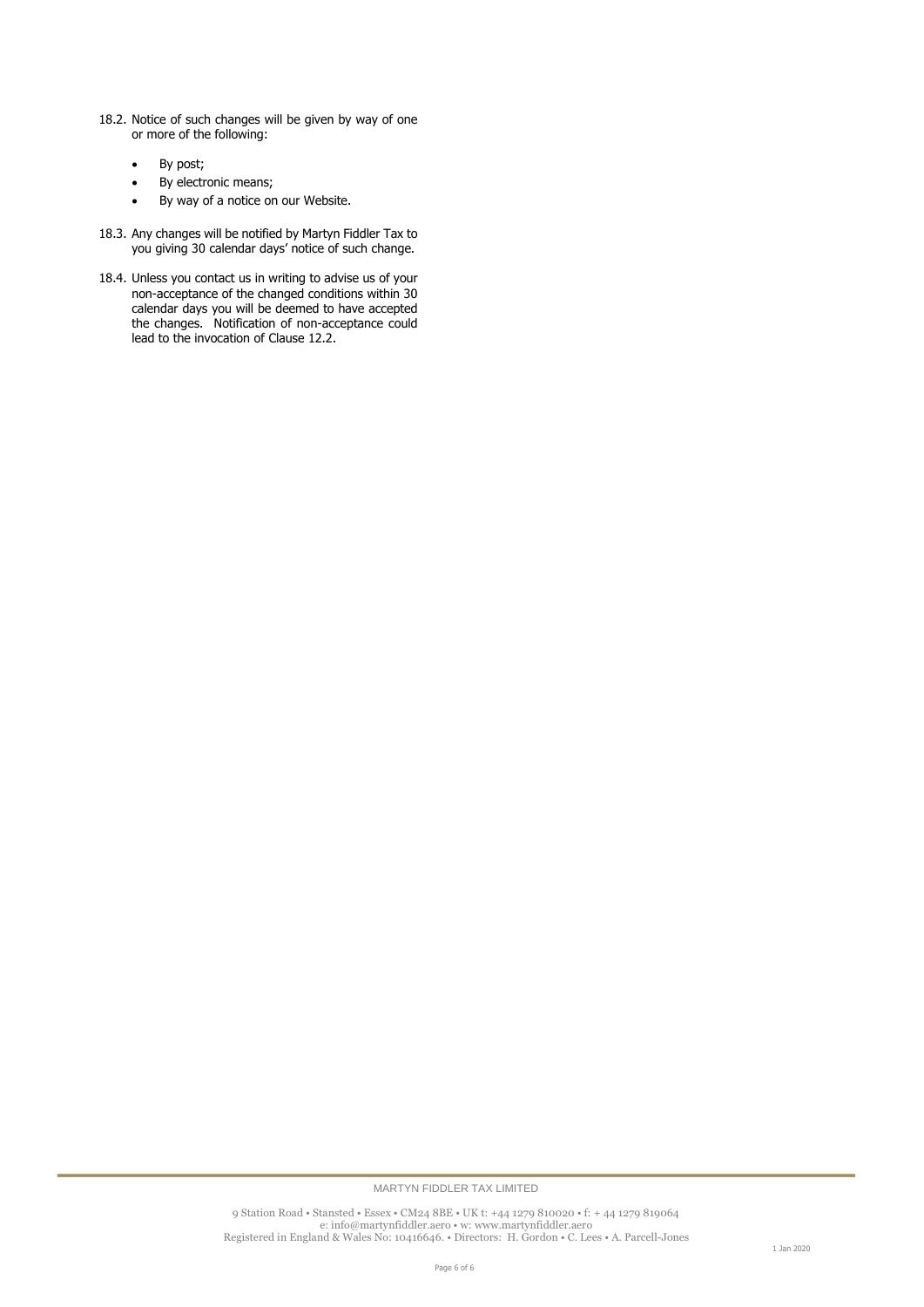18.2. Notice of such changes will be given by way of one or more of the following:

- By post;
- By electronic means;
- By way of a notice on our Website.

18.3. Any changes will be notified by Martyn Fiddler Tax to you giving 30 calendar days' notice of such change.

18.4. Unless you contact us in writing to advise us of your non-acceptance of the changed conditions within 30 calendar days you will be deemed to have accepted the changes. Notification of non-acceptance could lead to the invocation of Clause 12.2.